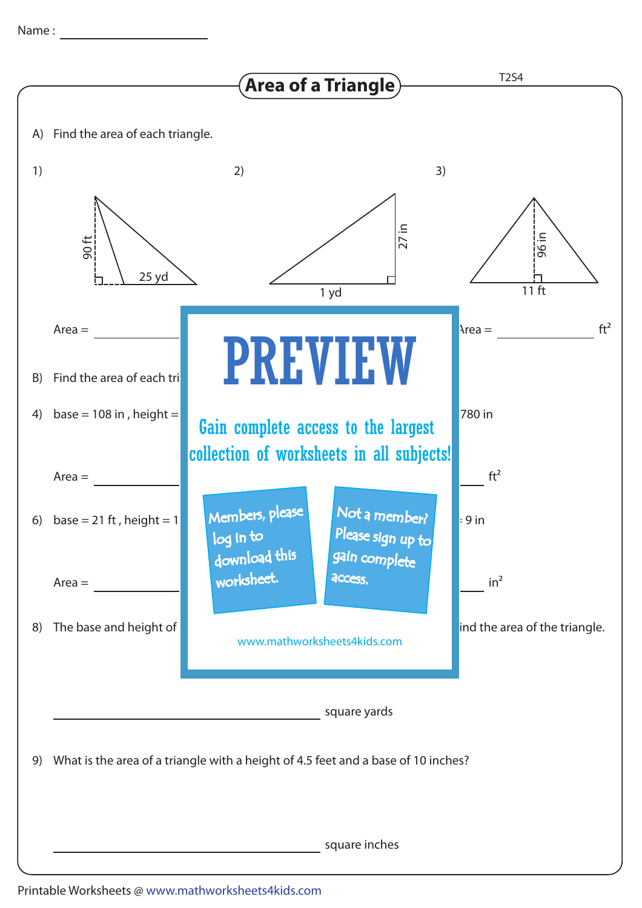Name : ____________________

# Area of a Triangle

T2S4

A) Find the area of each triangle.

1)

90 ft

25 yd

Area = ____________

2)

27 in

1 yd

3)

96 in

11 ft

Area = ____________ $ft^2$

PREVIEW

Gain complete access to the largest collection of worksheets in all subjects!

Members, please log in to download this worksheet.

Not a member? Please sign up to gain complete access.

www.mathworksheets4kids.com

B) Find the area of each tri

4) base = 108 in , height =

780 in

Area = ____________

$ft^2$

6) base = 21 ft , height = 1

9 in

Area = ____________

$in^2$

8) The base and height of

ind the area of the triangle.

________________________________ square yards

9) What is the area of a triangle with a height of 4.5 feet and a base of 10 inches?

________________________________ square inches

Printable Worksheets @ www.mathworksheets4kids.com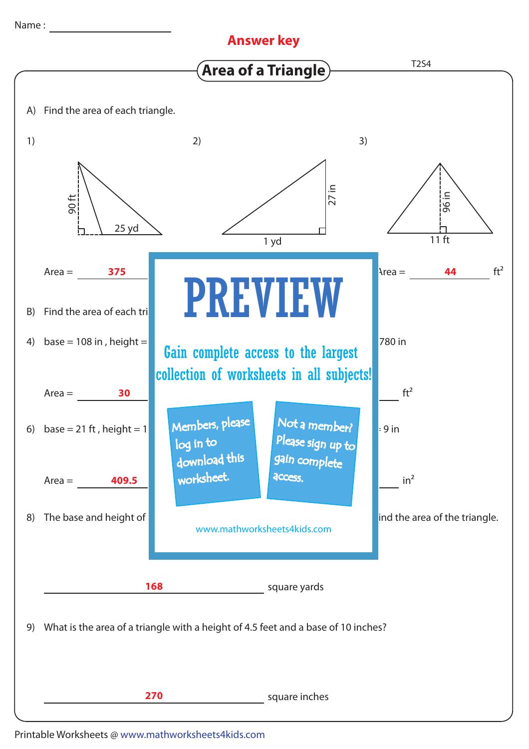Name : ____________________

**Answer key**

# Area of a Triangle

T2S4

A) Find the area of each triangle.

1)

90 ft

25 yd

2)

27 in

1 yd

3)

96 in

11 ft

Area = **375**

Area = **44** $ft^2$

PREVIEW

Gain complete access to the largest collection of worksheets in all subjects!

Members, please log in to download this worksheet.

Not a member? Please sign up to gain complete access.

www.mathworksheets4kids.com

B) Find the area of each tri

4) base = 108 in , height =

780 in

Area = **30**

$ft^2$

6) base = 21 ft , height = 1

9 in

Area = **409.5**

$in^2$

8) The base and height of

ind the area of the triangle.

**168** square yards

9) What is the area of a triangle with a height of 4.5 feet and a base of 10 inches?

**270** square inches

Printable Worksheets @ www.mathworksheets4kids.com